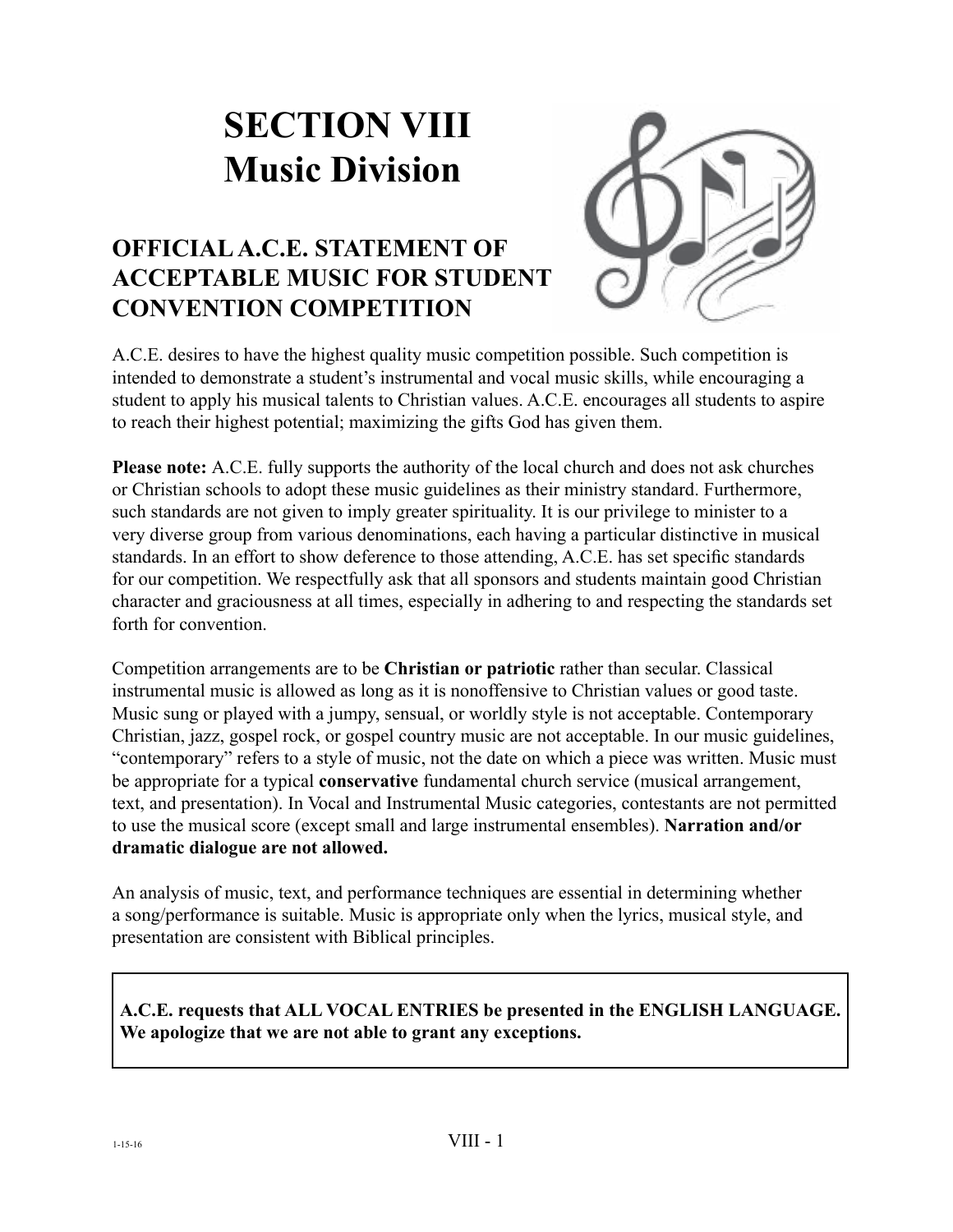# SECTION VIII
# Music Division

## OFFICIAL A.C.E. STATEMENT OF ACCEPTABLE MUSIC FOR STUDENT CONVENTION COMPETITION

A.C.E. desires to have the highest quality music competition possible. Such competition is intended to demonstrate a student's instrumental and vocal music skills, while encouraging a student to apply his musical talents to Christian values. A.C.E. encourages all students to aspire to reach their highest potential; maximizing the gifts God has given them.

**Please note:** A.C.E. fully supports the authority of the local church and does not ask churches or Christian schools to adopt these music guidelines as their ministry standard. Furthermore, such standards are not given to imply greater spirituality. It is our privilege to minister to a very diverse group from various denominations, each having a particular distinctive in musical standards. In an effort to show deference to those attending, A.C.E. has set specific standards for our competition. We respectfully ask that all sponsors and students maintain good Christian character and graciousness at all times, especially in adhering to and respecting the standards set forth for convention.

Competition arrangements are to be **Christian or patriotic** rather than secular. Classical instrumental music is allowed as long as it is nonoffensive to Christian values or good taste. Music sung or played with a jumpy, sensual, or worldly style is not acceptable. Contemporary Christian, jazz, gospel rock, or gospel country music are not acceptable. In our music guidelines, "contemporary" refers to a style of music, not the date on which a piece was written. Music must be appropriate for a typical **conservative** fundamental church service (musical arrangement, text, and presentation). In Vocal and Instrumental Music categories, contestants are not permitted to use the musical score (except small and large instrumental ensembles). **Narration and/or dramatic dialogue are not allowed.**

An analysis of music, text, and performance techniques are essential in determining whether a song/performance is suitable. Music is appropriate only when the lyrics, musical style, and presentation are consistent with Biblical principles.

**A.C.E. requests that ALL VOCAL ENTRIES be presented in the ENGLISH LANGUAGE. We apologize that we are not able to grant any exceptions.**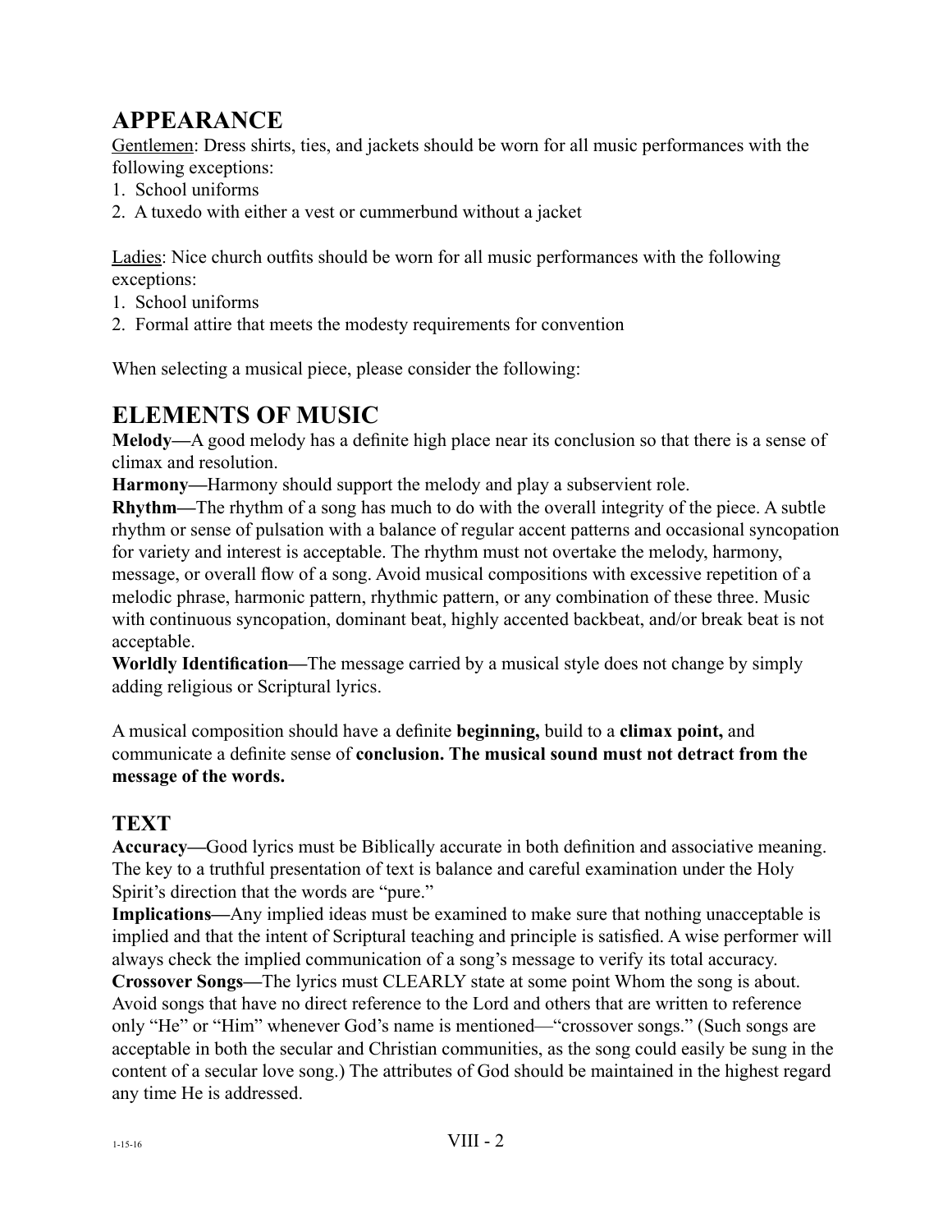# APPEARANCE

Gentlemen: Dress shirts, ties, and jackets should be worn for all music performances with the following exceptions:

1. School uniforms
2. A tuxedo with either a vest or cummerbund without a jacket

Ladies: Nice church outfits should be worn for all music performances with the following exceptions:

1. School uniforms
2. Formal attire that meets the modesty requirements for convention

When selecting a musical piece, please consider the following:

# ELEMENTS OF MUSIC

**Melody—**A good melody has a definite high place near its conclusion so that there is a sense of climax and resolution.

**Harmony—**Harmony should support the melody and play a subservient role.

**Rhythm—**The rhythm of a song has much to do with the overall integrity of the piece. A subtle rhythm or sense of pulsation with a balance of regular accent patterns and occasional syncopation for variety and interest is acceptable. The rhythm must not overtake the melody, harmony, message, or overall flow of a song. Avoid musical compositions with excessive repetition of a melodic phrase, harmonic pattern, rhythmic pattern, or any combination of these three. Music with continuous syncopation, dominant beat, highly accented backbeat, and/or break beat is not acceptable.

**Worldly Identification—**The message carried by a musical style does not change by simply adding religious or Scriptural lyrics.

A musical composition should have a definite **beginning,** build to a **climax point,** and communicate a definite sense of **conclusion. The musical sound must not detract from the message of the words.**

## TEXT

**Accuracy—**Good lyrics must be Biblically accurate in both definition and associative meaning. The key to a truthful presentation of text is balance and careful examination under the Holy Spirit's direction that the words are "pure."

**Implications—**Any implied ideas must be examined to make sure that nothing unacceptable is implied and that the intent of Scriptural teaching and principle is satisfied. A wise performer will always check the implied communication of a song's message to verify its total accuracy.

**Crossover Songs—**The lyrics must CLEARLY state at some point Whom the song is about. Avoid songs that have no direct reference to the Lord and others that are written to reference only "He" or "Him" whenever God's name is mentioned—"crossover songs." (Such songs are acceptable in both the secular and Christian communities, as the song could easily be sung in the content of a secular love song.) The attributes of God should be maintained in the highest regard any time He is addressed.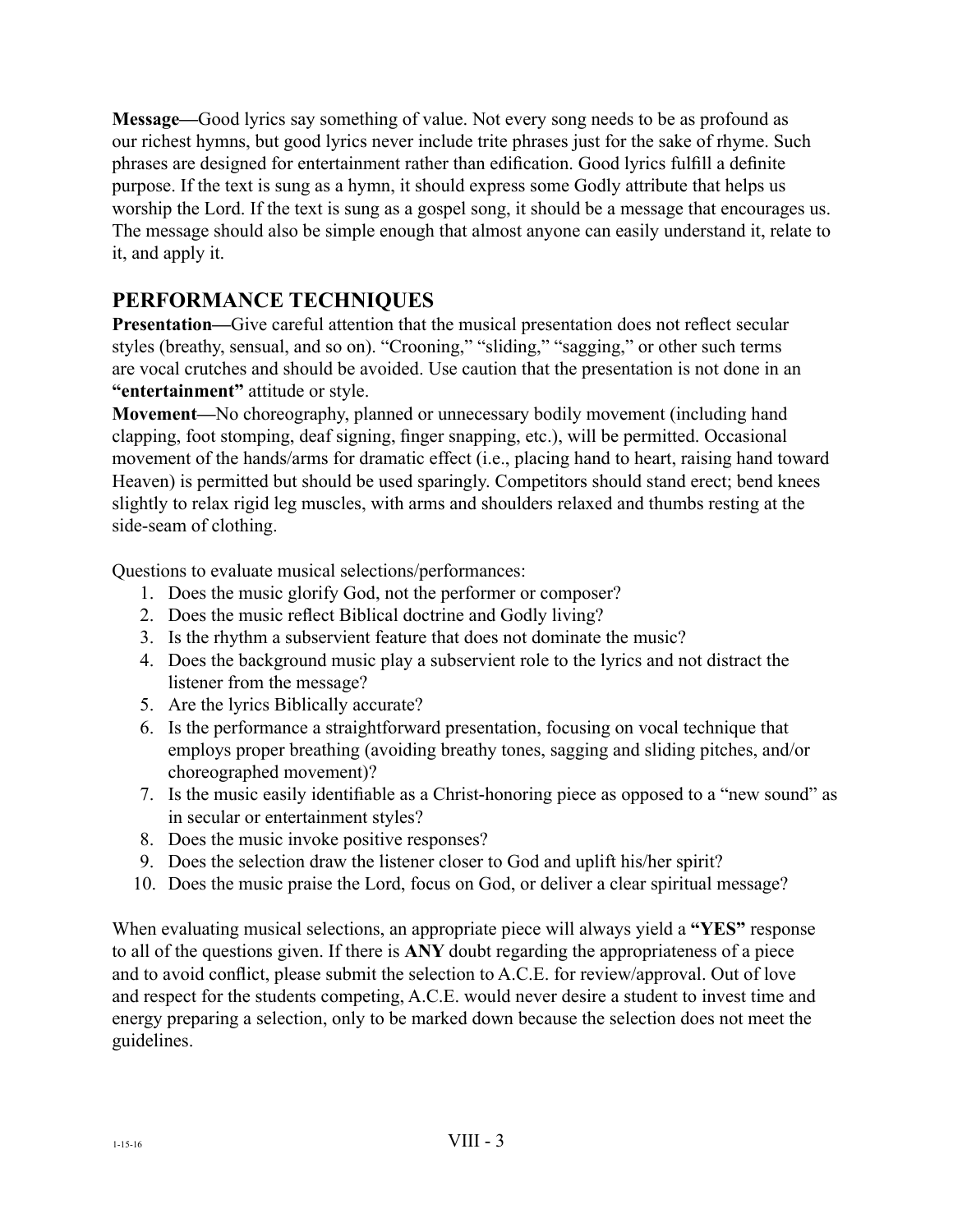**Message—**Good lyrics say something of value. Not every song needs to be as profound as our richest hymns, but good lyrics never include trite phrases just for the sake of rhyme. Such phrases are designed for entertainment rather than edification. Good lyrics fulfill a definite purpose. If the text is sung as a hymn, it should express some Godly attribute that helps us worship the Lord. If the text is sung as a gospel song, it should be a message that encourages us. The message should also be simple enough that almost anyone can easily understand it, relate to it, and apply it.

## PERFORMANCE TECHNIQUES

**Presentation—**Give careful attention that the musical presentation does not reflect secular styles (breathy, sensual, and so on). "Crooning," "sliding," "sagging," or other such terms are vocal crutches and should be avoided. Use caution that the presentation is not done in an **"entertainment"** attitude or style.

**Movement—**No choreography, planned or unnecessary bodily movement (including hand clapping, foot stomping, deaf signing, finger snapping, etc.), will be permitted. Occasional movement of the hands/arms for dramatic effect (i.e., placing hand to heart, raising hand toward Heaven) is permitted but should be used sparingly. Competitors should stand erect; bend knees slightly to relax rigid leg muscles, with arms and shoulders relaxed and thumbs resting at the side-seam of clothing.

Questions to evaluate musical selections/performances:

1. Does the music glorify God, not the performer or composer?
2. Does the music reflect Biblical doctrine and Godly living?
3. Is the rhythm a subservient feature that does not dominate the music?
4. Does the background music play a subservient role to the lyrics and not distract the listener from the message?
5. Are the lyrics Biblically accurate?
6. Is the performance a straightforward presentation, focusing on vocal technique that employs proper breathing (avoiding breathy tones, sagging and sliding pitches, and/or choreographed movement)?
7. Is the music easily identifiable as a Christ-honoring piece as opposed to a "new sound" as in secular or entertainment styles?
8. Does the music invoke positive responses?
9. Does the selection draw the listener closer to God and uplift his/her spirit?
10. Does the music praise the Lord, focus on God, or deliver a clear spiritual message?

When evaluating musical selections, an appropriate piece will always yield a **"YES"** response to all of the questions given. If there is **ANY** doubt regarding the appropriateness of a piece and to avoid conflict, please submit the selection to A.C.E. for review/approval. Out of love and respect for the students competing, A.C.E. would never desire a student to invest time and energy preparing a selection, only to be marked down because the selection does not meet the guidelines.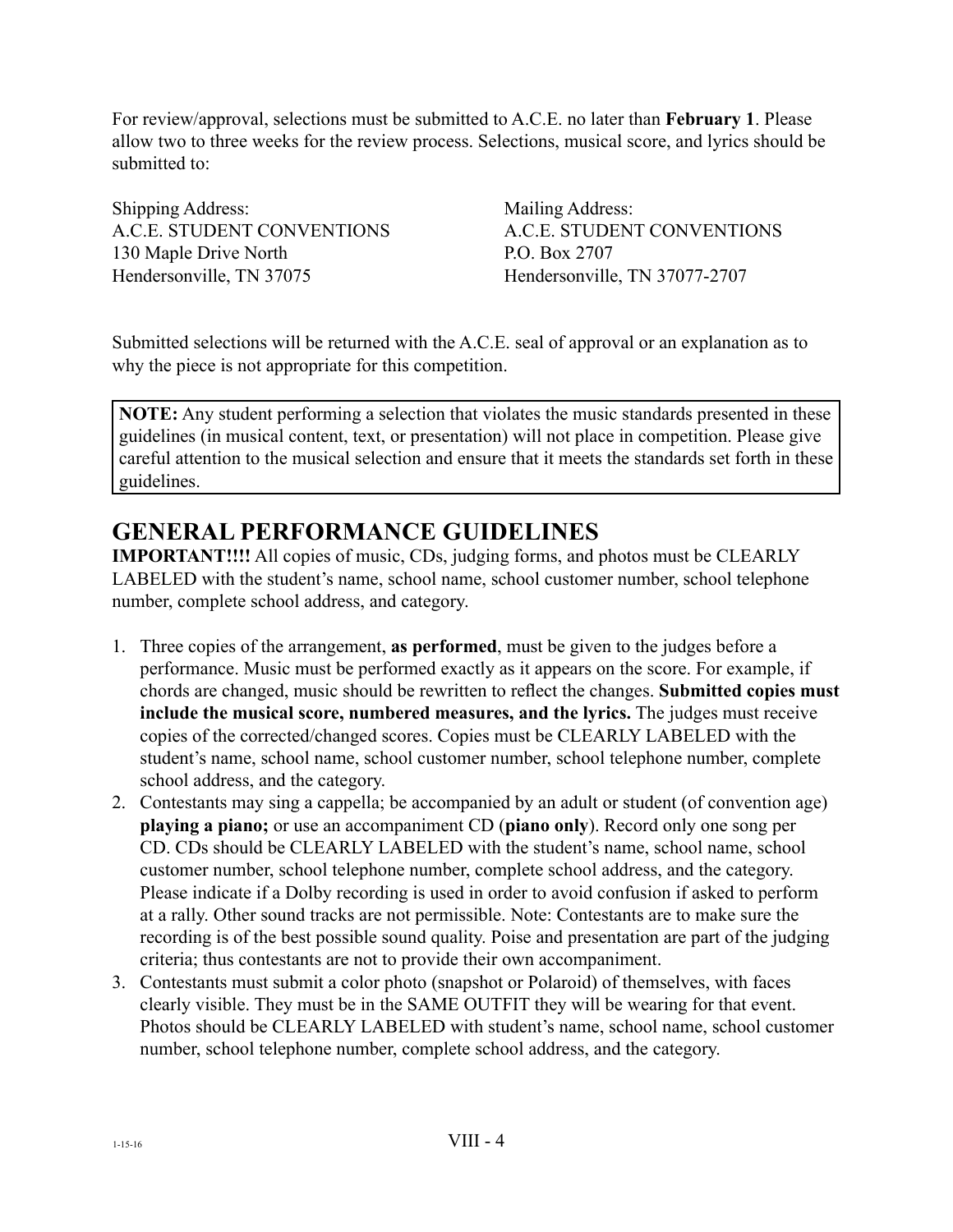For review/approval, selections must be submitted to A.C.E. no later than **February 1**. Please allow two to three weeks for the review process. Selections, musical score, and lyrics should be submitted to:

Shipping Address:
A.C.E. STUDENT CONVENTIONS
130 Maple Drive North
Hendersonville, TN 37075

Mailing Address:
A.C.E. STUDENT CONVENTIONS
P.O. Box 2707
Hendersonville, TN 37077-2707

Submitted selections will be returned with the A.C.E. seal of approval or an explanation as to why the piece is not appropriate for this competition.

> **NOTE:** Any student performing a selection that violates the music standards presented in these guidelines (in musical content, text, or presentation) will not place in competition. Please give careful attention to the musical selection and ensure that it meets the standards set forth in these guidelines.

## GENERAL PERFORMANCE GUIDELINES

**IMPORTANT!!!!** All copies of music, CDs, judging forms, and photos must be CLEARLY LABELED with the student's name, school name, school customer number, school telephone number, complete school address, and category.

1. Three copies of the arrangement, **as performed**, must be given to the judges before a performance. Music must be performed exactly as it appears on the score. For example, if chords are changed, music should be rewritten to reflect the changes. **Submitted copies must include the musical score, numbered measures, and the lyrics.** The judges must receive copies of the corrected/changed scores. Copies must be CLEARLY LABELED with the student's name, school name, school customer number, school telephone number, complete school address, and the category.
2. Contestants may sing a cappella; be accompanied by an adult or student (of convention age) **playing a piano;** or use an accompaniment CD (**piano only**). Record only one song per CD. CDs should be CLEARLY LABELED with the student's name, school name, school customer number, school telephone number, complete school address, and the category. Please indicate if a Dolby recording is used in order to avoid confusion if asked to perform at a rally. Other sound tracks are not permissible. Note: Contestants are to make sure the recording is of the best possible sound quality. Poise and presentation are part of the judging criteria; thus contestants are not to provide their own accompaniment.
3. Contestants must submit a color photo (snapshot or Polaroid) of themselves, with faces clearly visible. They must be in the SAME OUTFIT they will be wearing for that event. Photos should be CLEARLY LABELED with student's name, school name, school customer number, school telephone number, complete school address, and the category.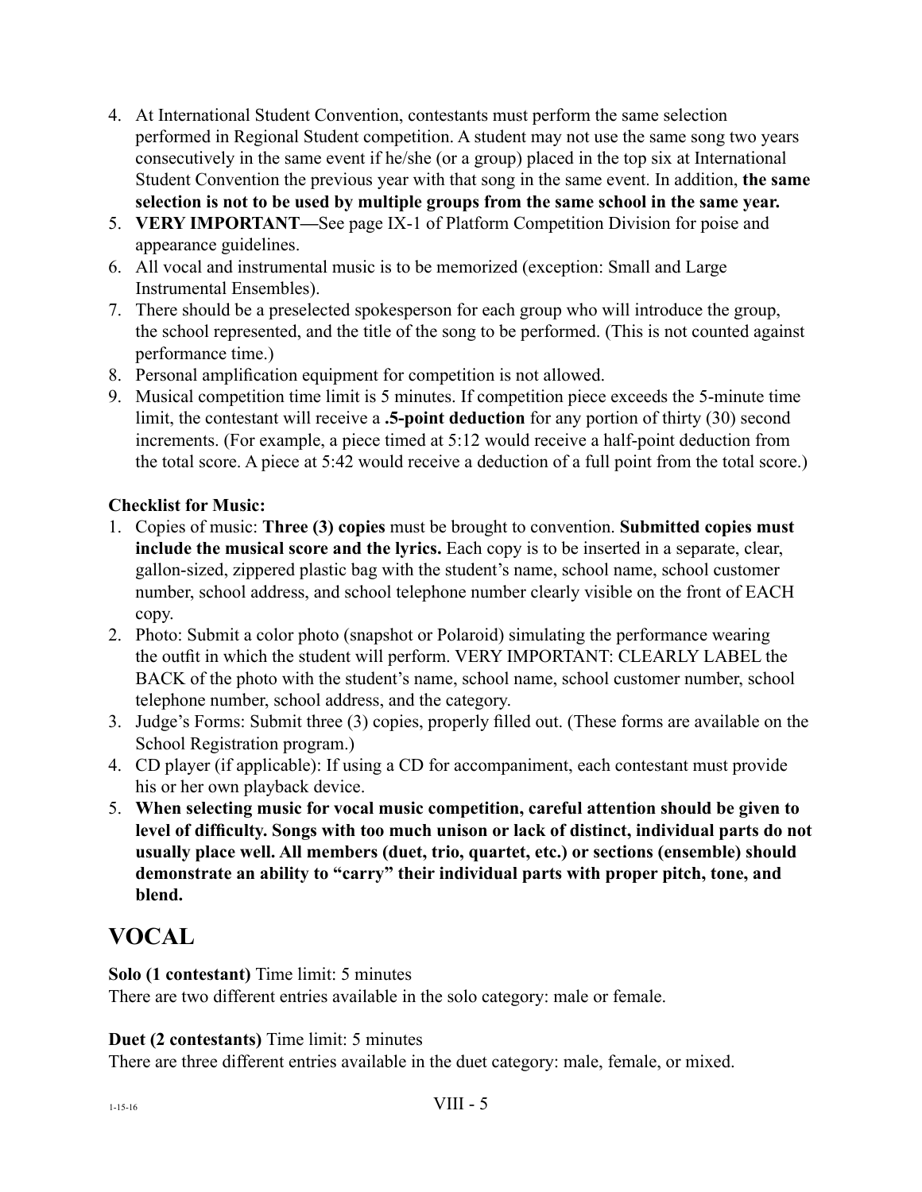4. At International Student Convention, contestants must perform the same selection performed in Regional Student competition. A student may not use the same song two years consecutively in the same event if he/she (or a group) placed in the top six at International Student Convention the previous year with that song in the same event. In addition, **the same selection is not to be used by multiple groups from the same school in the same year.**
5. **VERY IMPORTANT—**See page IX-1 of Platform Competition Division for poise and appearance guidelines.
6. All vocal and instrumental music is to be memorized (exception: Small and Large Instrumental Ensembles).
7. There should be a preselected spokesperson for each group who will introduce the group, the school represented, and the title of the song to be performed. (This is not counted against performance time.)
8. Personal amplification equipment for competition is not allowed.
9. Musical competition time limit is 5 minutes. If competition piece exceeds the 5-minute time limit, the contestant will receive a **.5-point deduction** for any portion of thirty (30) second increments. (For example, a piece timed at 5:12 would receive a half-point deduction from the total score. A piece at 5:42 would receive a deduction of a full point from the total score.)

**Checklist for Music:**

1. Copies of music: **Three (3) copies** must be brought to convention. **Submitted copies must include the musical score and the lyrics.** Each copy is to be inserted in a separate, clear, gallon-sized, zippered plastic bag with the student's name, school name, school customer number, school address, and school telephone number clearly visible on the front of EACH copy.
2. Photo: Submit a color photo (snapshot or Polaroid) simulating the performance wearing the outfit in which the student will perform. VERY IMPORTANT: CLEARLY LABEL the BACK of the photo with the student's name, school name, school customer number, school telephone number, school address, and the category.
3. Judge's Forms: Submit three (3) copies, properly filled out. (These forms are available on the School Registration program.)
4. CD player (if applicable): If using a CD for accompaniment, each contestant must provide his or her own playback device.
5. **When selecting music for vocal music competition, careful attention should be given to level of difficulty. Songs with too much unison or lack of distinct, individual parts do not usually place well. All members (duet, trio, quartet, etc.) or sections (ensemble) should demonstrate an ability to "carry" their individual parts with proper pitch, tone, and blend.**

# VOCAL

**Solo (1 contestant)** Time limit: 5 minutes
There are two different entries available in the solo category: male or female.

**Duet (2 contestants)** Time limit: 5 minutes
There are three different entries available in the duet category: male, female, or mixed.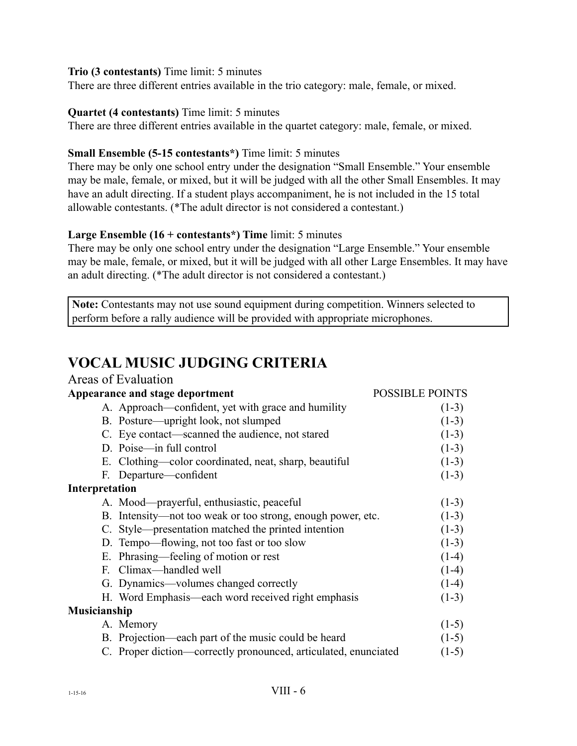**Trio (3 contestants)** Time limit: 5 minutes
There are three different entries available in the trio category: male, female, or mixed.

**Quartet (4 contestants)** Time limit: 5 minutes
There are three different entries available in the quartet category: male, female, or mixed.

**Small Ensemble (5-15 contestants*)** Time limit: 5 minutes
There may be only one school entry under the designation "Small Ensemble." Your ensemble may be male, female, or mixed, but it will be judged with all the other Small Ensembles. It may have an adult directing. If a student plays accompaniment, he is not included in the 15 total allowable contestants. (*The adult director is not considered a contestant.)

**Large Ensemble (16 + contestants*) Time** limit: 5 minutes
There may be only one school entry under the designation "Large Ensemble." Your ensemble may be male, female, or mixed, but it will be judged with all other Large Ensembles. It may have an adult directing. (*The adult director is not considered a contestant.)

> **Note:** Contestants may not use sound equipment during competition. Winners selected to perform before a rally audience will be provided with appropriate microphones.

# VOCAL MUSIC JUDGING CRITERIA

## Areas of Evaluation

| Area | POSSIBLE POINTS |
|---|---|
| **Appearance and stage deportment** | |
| A. Approach—confident, yet with grace and humility | (1-3) |
| B. Posture—upright look, not slumped | (1-3) |
| C. Eye contact—scanned the audience, not stared | (1-3) |
| D. Poise—in full control | (1-3) |
| E. Clothing—color coordinated, neat, sharp, beautiful | (1-3) |
| F. Departure—confident | (1-3) |
| **Interpretation** | |
| A. Mood—prayerful, enthusiastic, peaceful | (1-3) |
| B. Intensity—not too weak or too strong, enough power, etc. | (1-3) |
| C. Style—presentation matched the printed intention | (1-3) |
| D. Tempo—flowing, not too fast or too slow | (1-3) |
| E. Phrasing—feeling of motion or rest | (1-4) |
| F. Climax—handled well | (1-4) |
| G. Dynamics—volumes changed correctly | (1-4) |
| H. Word Emphasis—each word received right emphasis | (1-3) |
| **Musicianship** | |
| A. Memory | (1-5) |
| B. Projection—each part of the music could be heard | (1-5) |
| C. Proper diction—correctly pronounced, articulated, enunciated | (1-5) |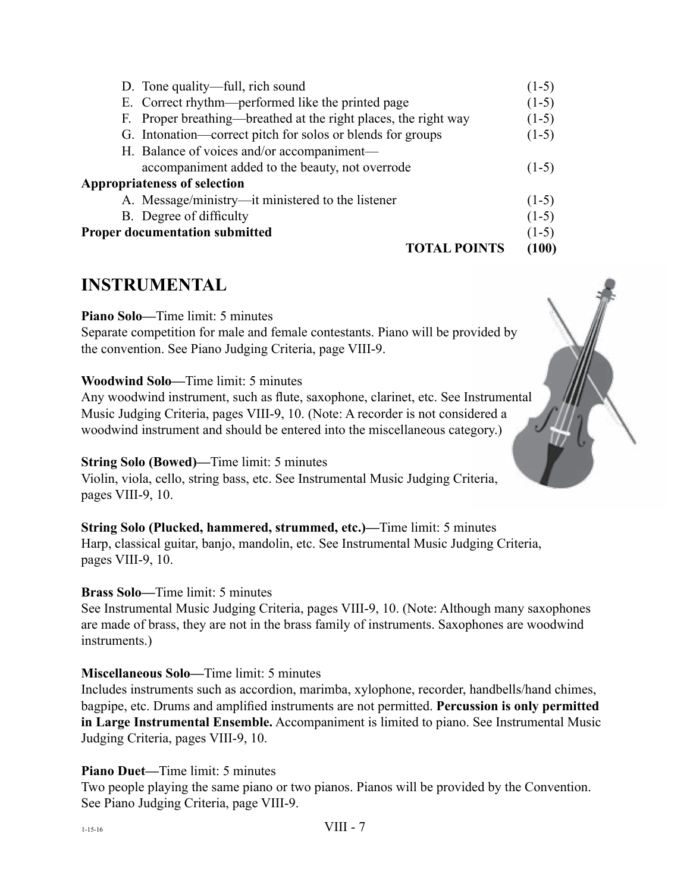D. Tone quality—full, rich sound (1-5)
E. Correct rhythm—performed like the printed page (1-5)
F. Proper breathing—breathed at the right places, the right way (1-5)
G. Intonation—correct pitch for solos or blends for groups (1-5)
H. Balance of voices and/or accompaniment—accompaniment added to the beauty, not overrode (1-5)

**Appropriateness of selection**

A. Message/ministry—it ministered to the listener (1-5)
B. Degree of difficulty (1-5)

**Proper documentation submitted** (1-5)

**TOTAL POINTS (100)**

## INSTRUMENTAL

**Piano Solo—**Time limit: 5 minutes
Separate competition for male and female contestants. Piano will be provided by the convention. See Piano Judging Criteria, page VIII-9.

**Woodwind Solo—**Time limit: 5 minutes
Any woodwind instrument, such as flute, saxophone, clarinet, etc. See Instrumental Music Judging Criteria, pages VIII-9, 10. (Note: A recorder is not considered a woodwind instrument and should be entered into the miscellaneous category.)

**String Solo (Bowed)—**Time limit: 5 minutes
Violin, viola, cello, string bass, etc. See Instrumental Music Judging Criteria, pages VIII-9, 10.

**String Solo (Plucked, hammered, strummed, etc.)—**Time limit: 5 minutes
Harp, classical guitar, banjo, mandolin, etc. See Instrumental Music Judging Criteria, pages VIII-9, 10.

**Brass Solo—**Time limit: 5 minutes
See Instrumental Music Judging Criteria, pages VIII-9, 10. (Note: Although many saxophones are made of brass, they are not in the brass family of instruments. Saxophones are woodwind instruments.)

**Miscellaneous Solo—**Time limit: 5 minutes
Includes instruments such as accordion, marimba, xylophone, recorder, handbells/hand chimes, bagpipe, etc. Drums and amplified instruments are not permitted. **Percussion is only permitted in Large Instrumental Ensemble.** Accompaniment is limited to piano. See Instrumental Music Judging Criteria, pages VIII-9, 10.

**Piano Duet—**Time limit: 5 minutes
Two people playing the same piano or two pianos. Pianos will be provided by the Convention. See Piano Judging Criteria, page VIII-9.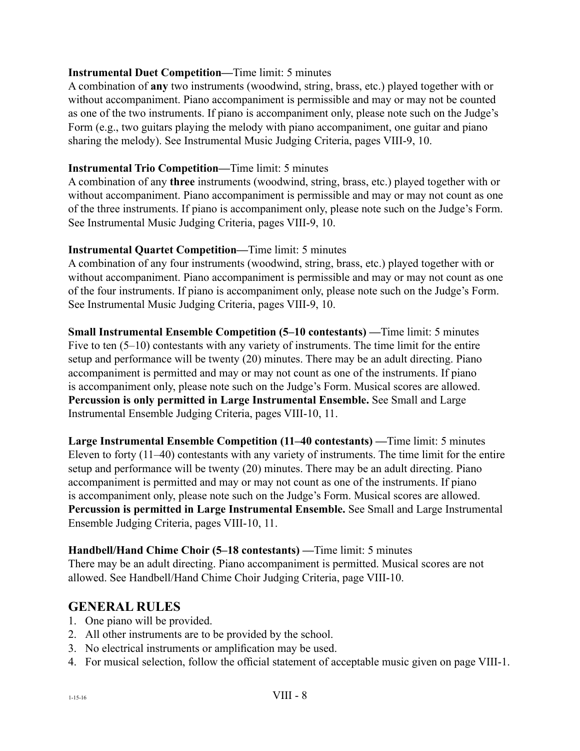**Instrumental Duet Competition—**Time limit: 5 minutes
A combination of **any** two instruments (woodwind, string, brass, etc.) played together with or without accompaniment. Piano accompaniment is permissible and may or may not be counted as one of the two instruments. If piano is accompaniment only, please note such on the Judge's Form (e.g., two guitars playing the melody with piano accompaniment, one guitar and piano sharing the melody). See Instrumental Music Judging Criteria, pages VIII-9, 10.

**Instrumental Trio Competition—**Time limit: 5 minutes
A combination of any **three** instruments (woodwind, string, brass, etc.) played together with or without accompaniment. Piano accompaniment is permissible and may or may not count as one of the three instruments. If piano is accompaniment only, please note such on the Judge's Form. See Instrumental Music Judging Criteria, pages VIII-9, 10.

**Instrumental Quartet Competition—**Time limit: 5 minutes
A combination of any four instruments (woodwind, string, brass, etc.) played together with or without accompaniment. Piano accompaniment is permissible and may or may not count as one of the four instruments. If piano is accompaniment only, please note such on the Judge's Form. See Instrumental Music Judging Criteria, pages VIII-9, 10.

**Small Instrumental Ensemble Competition (5–10 contestants) —**Time limit: 5 minutes
Five to ten (5–10) contestants with any variety of instruments. The time limit for the entire setup and performance will be twenty (20) minutes. There may be an adult directing. Piano accompaniment is permitted and may or may not count as one of the instruments. If piano is accompaniment only, please note such on the Judge's Form. Musical scores are allowed. **Percussion is only permitted in Large Instrumental Ensemble.** See Small and Large Instrumental Ensemble Judging Criteria, pages VIII-10, 11.

**Large Instrumental Ensemble Competition (11–40 contestants) —**Time limit: 5 minutes
Eleven to forty (11–40) contestants with any variety of instruments. The time limit for the entire setup and performance will be twenty (20) minutes. There may be an adult directing. Piano accompaniment is permitted and may or may not count as one of the instruments. If piano is accompaniment only, please note such on the Judge's Form. Musical scores are allowed. **Percussion is permitted in Large Instrumental Ensemble.** See Small and Large Instrumental Ensemble Judging Criteria, pages VIII-10, 11.

**Handbell/Hand Chime Choir (5–18 contestants) —**Time limit: 5 minutes
There may be an adult directing. Piano accompaniment is permitted. Musical scores are not allowed. See Handbell/Hand Chime Choir Judging Criteria, page VIII-10.

## GENERAL RULES

1. One piano will be provided.
2. All other instruments are to be provided by the school.
3. No electrical instruments or amplification may be used.
4. For musical selection, follow the official statement of acceptable music given on page VIII-1.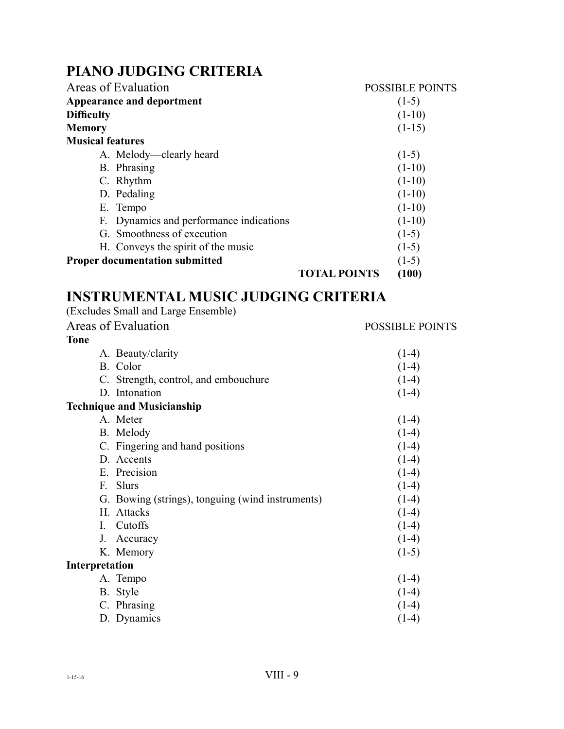## PIANO JUDGING CRITERIA

| Areas of Evaluation | POSSIBLE POINTS |
|---|---|
| **Appearance and deportment** | (1-5) |
| **Difficulty** | (1-10) |
| **Memory** | (1-15) |
| **Musical features** | |
| A. Melody—clearly heard | (1-5) |
| B. Phrasing | (1-10) |
| C. Rhythm | (1-10) |
| D. Pedaling | (1-10) |
| E. Tempo | (1-10) |
| F. Dynamics and performance indications | (1-10) |
| G. Smoothness of execution | (1-5) |
| H. Conveys the spirit of the music | (1-5) |
| **Proper documentation submitted** | (1-5) |
| **TOTAL POINTS** | **(100)** |

## INSTRUMENTAL MUSIC JUDGING CRITERIA

(Excludes Small and Large Ensemble)

| Areas of Evaluation | POSSIBLE POINTS |
|---|---|
| **Tone** | |
| A. Beauty/clarity | (1-4) |
| B. Color | (1-4) |
| C. Strength, control, and embouchure | (1-4) |
| D. Intonation | (1-4) |
| **Technique and Musicianship** | |
| A. Meter | (1-4) |
| B. Melody | (1-4) |
| C. Fingering and hand positions | (1-4) |
| D. Accents | (1-4) |
| E. Precision | (1-4) |
| F. Slurs | (1-4) |
| G. Bowing (strings), tonguing (wind instruments) | (1-4) |
| H. Attacks | (1-4) |
| I. Cutoffs | (1-4) |
| J. Accuracy | (1-4) |
| K. Memory | (1-5) |
| **Interpretation** | |
| A. Tempo | (1-4) |
| B. Style | (1-4) |
| C. Phrasing | (1-4) |
| D. Dynamics | (1-4) |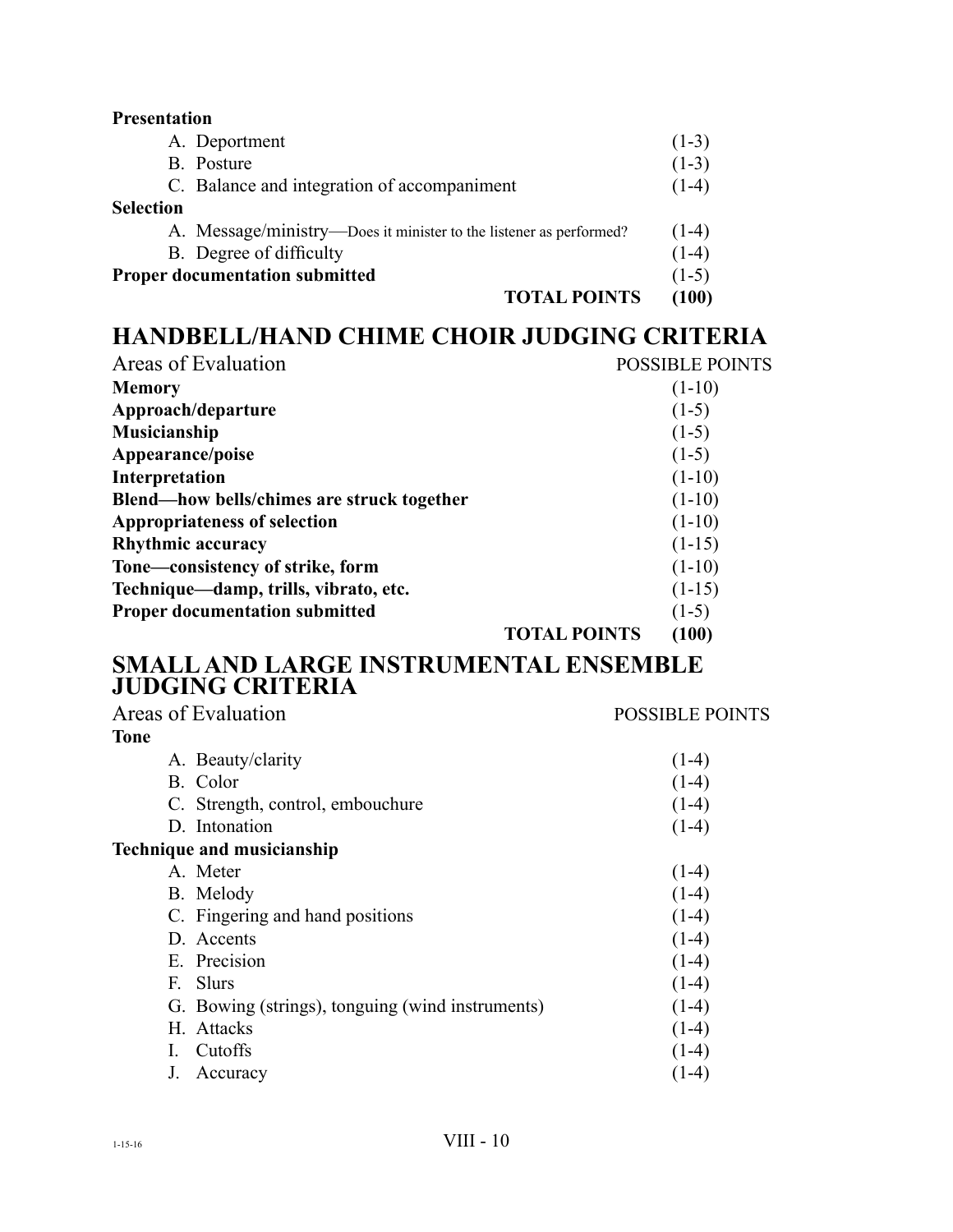| | |
|---|---|
| **Presentation** | |
| A. Deportment | (1-3) |
| B. Posture | (1-3) |
| C. Balance and integration of accompaniment | (1-4) |
| **Selection** | |
| A. Message/ministry—Does it minister to the listener as performed? | (1-4) |
| B. Degree of difficulty | (1-4) |
| **Proper documentation submitted** | (1-5) |
| **TOTAL POINTS** | **(100)** |

## HANDBELL/HAND CHIME CHOIR JUDGING CRITERIA

| Areas of Evaluation | POSSIBLE POINTS |
|---|---|
| **Memory** | (1-10) |
| **Approach/departure** | (1-5) |
| **Musicianship** | (1-5) |
| **Appearance/poise** | (1-5) |
| **Interpretation** | (1-10) |
| **Blend—how bells/chimes are struck together** | (1-10) |
| **Appropriateness of selection** | (1-10) |
| **Rhythmic accuracy** | (1-15) |
| **Tone—consistency of strike, form** | (1-10) |
| **Technique—damp, trills, vibrato, etc.** | (1-15) |
| **Proper documentation submitted** | (1-5) |
| **TOTAL POINTS** | **(100)** |

## SMALL AND LARGE INSTRUMENTAL ENSEMBLE JUDGING CRITERIA

| Areas of Evaluation | POSSIBLE POINTS |
|---|---|
| **Tone** | |
| A. Beauty/clarity | (1-4) |
| B. Color | (1-4) |
| C. Strength, control, embouchure | (1-4) |
| D. Intonation | (1-4) |
| **Technique and musicianship** | |
| A. Meter | (1-4) |
| B. Melody | (1-4) |
| C. Fingering and hand positions | (1-4) |
| D. Accents | (1-4) |
| E. Precision | (1-4) |
| F. Slurs | (1-4) |
| G. Bowing (strings), tonguing (wind instruments) | (1-4) |
| H. Attacks | (1-4) |
| I. Cutoffs | (1-4) |
| J. Accuracy | (1-4) |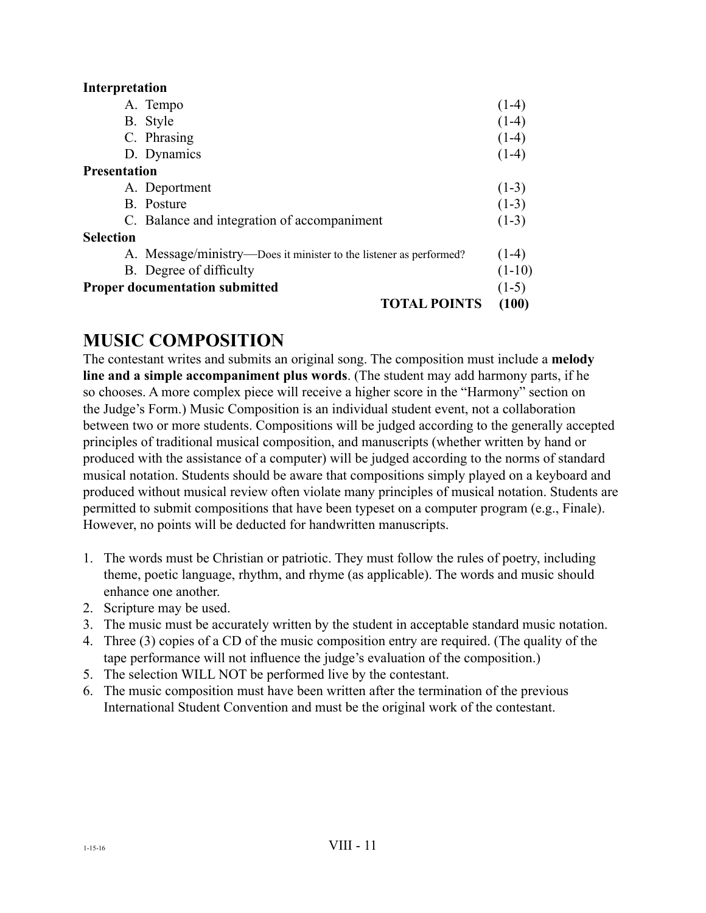| | |
|---|---|
| **Interpretation** | |
| A. Tempo | (1-4) |
| B. Style | (1-4) |
| C. Phrasing | (1-4) |
| D. Dynamics | (1-4) |
| **Presentation** | |
| A. Deportment | (1-3) |
| B. Posture | (1-3) |
| C. Balance and integration of accompaniment | (1-3) |
| **Selection** | |
| A. Message/ministry—Does it minister to the listener as performed? | (1-4) |
| B. Degree of difficulty | (1-10) |
| **Proper documentation submitted** | (1-5) |
| **TOTAL POINTS** | **(100)** |

## MUSIC COMPOSITION

The contestant writes and submits an original song. The composition must include a **melody line and a simple accompaniment plus words**. (The student may add harmony parts, if he so chooses. A more complex piece will receive a higher score in the "Harmony" section on the Judge's Form.) Music Composition is an individual student event, not a collaboration between two or more students. Compositions will be judged according to the generally accepted principles of traditional musical composition, and manuscripts (whether written by hand or produced with the assistance of a computer) will be judged according to the norms of standard musical notation. Students should be aware that compositions simply played on a keyboard and produced without musical review often violate many principles of musical notation. Students are permitted to submit compositions that have been typeset on a computer program (e.g., Finale). However, no points will be deducted for handwritten manuscripts.

1. The words must be Christian or patriotic. They must follow the rules of poetry, including theme, poetic language, rhythm, and rhyme (as applicable). The words and music should enhance one another.
2. Scripture may be used.
3. The music must be accurately written by the student in acceptable standard music notation.
4. Three (3) copies of a CD of the music composition entry are required. (The quality of the tape performance will not influence the judge's evaluation of the composition.)
5. The selection WILL NOT be performed live by the contestant.
6. The music composition must have been written after the termination of the previous International Student Convention and must be the original work of the contestant.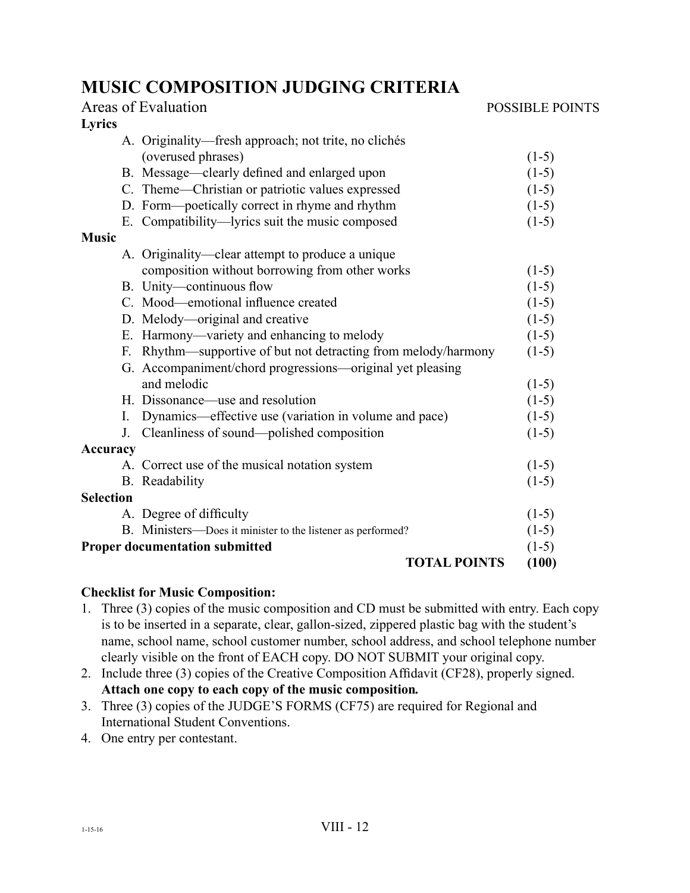# MUSIC COMPOSITION JUDGING CRITERIA

| Areas of Evaluation | POSSIBLE POINTS |
|---|---|
| **Lyrics** | |
| A. Originality—fresh approach; not trite, no clichés (overused phrases) | (1-5) |
| B. Message—clearly defined and enlarged upon | (1-5) |
| C. Theme—Christian or patriotic values expressed | (1-5) |
| D. Form—poetically correct in rhyme and rhythm | (1-5) |
| E. Compatibility—lyrics suit the music composed | (1-5) |
| **Music** | |
| A. Originality—clear attempt to produce a unique composition without borrowing from other works | (1-5) |
| B. Unity—continuous flow | (1-5) |
| C. Mood—emotional influence created | (1-5) |
| D. Melody—original and creative | (1-5) |
| E. Harmony—variety and enhancing to melody | (1-5) |
| F. Rhythm—supportive of but not detracting from melody/harmony | (1-5) |
| G. Accompaniment/chord progressions—original yet pleasing and melodic | (1-5) |
| H. Dissonance—use and resolution | (1-5) |
| I. Dynamics—effective use (variation in volume and pace) | (1-5) |
| J. Cleanliness of sound—polished composition | (1-5) |
| **Accuracy** | |
| A. Correct use of the musical notation system | (1-5) |
| B. Readability | (1-5) |
| **Selection** | |
| A. Degree of difficulty | (1-5) |
| B. Ministers—Does it minister to the listener as performed? | (1-5) |
| **Proper documentation submitted** | (1-5) |
| **TOTAL POINTS** | **(100)** |

**Checklist for Music Composition:**

1. Three (3) copies of the music composition and CD must be submitted with entry. Each copy is to be inserted in a separate, clear, gallon-sized, zippered plastic bag with the student's name, school name, school customer number, school address, and school telephone number clearly visible on the front of EACH copy. DO NOT SUBMIT your original copy.
2. Include three (3) copies of the Creative Composition Affidavit (CF28), properly signed. **Attach one copy to each copy of the music composition.**
3. Three (3) copies of the JUDGE'S FORMS (CF75) are required for Regional and International Student Conventions.
4. One entry per contestant.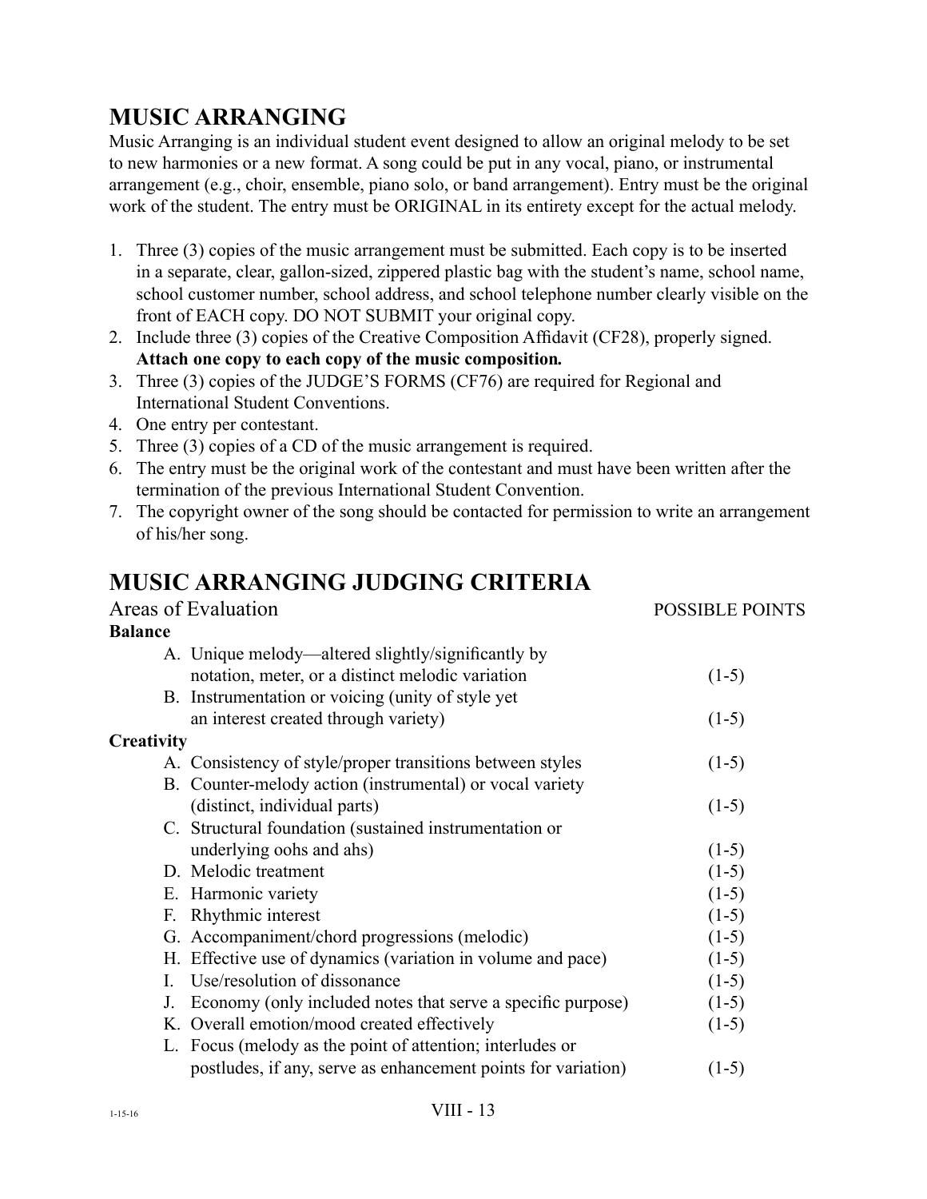## MUSIC ARRANGING

Music Arranging is an individual student event designed to allow an original melody to be set to new harmonies or a new format. A song could be put in any vocal, piano, or instrumental arrangement (e.g., choir, ensemble, piano solo, or band arrangement). Entry must be the original work of the student. The entry must be ORIGINAL in its entirety except for the actual melody.

1. Three (3) copies of the music arrangement must be submitted. Each copy is to be inserted in a separate, clear, gallon-sized, zippered plastic bag with the student's name, school name, school customer number, school address, and school telephone number clearly visible on the front of EACH copy. DO NOT SUBMIT your original copy.
2. Include three (3) copies of the Creative Composition Affidavit (CF28), properly signed. **Attach one copy to each copy of the music composition.**
3. Three (3) copies of the JUDGE'S FORMS (CF76) are required for Regional and International Student Conventions.
4. One entry per contestant.
5. Three (3) copies of a CD of the music arrangement is required.
6. The entry must be the original work of the contestant and must have been written after the termination of the previous International Student Convention.
7. The copyright owner of the song should be contacted for permission to write an arrangement of his/her song.

## MUSIC ARRANGING JUDGING CRITERIA

| Areas of Evaluation | POSSIBLE POINTS |
|---|---|
| **Balance** | |
| A. Unique melody—altered slightly/significantly by notation, meter, or a distinct melodic variation | (1-5) |
| B. Instrumentation or voicing (unity of style yet an interest created through variety) | (1-5) |
| **Creativity** | |
| A. Consistency of style/proper transitions between styles | (1-5) |
| B. Counter-melody action (instrumental) or vocal variety (distinct, individual parts) | (1-5) |
| C. Structural foundation (sustained instrumentation or underlying oohs and ahs) | (1-5) |
| D. Melodic treatment | (1-5) |
| E. Harmonic variety | (1-5) |
| F. Rhythmic interest | (1-5) |
| G. Accompaniment/chord progressions (melodic) | (1-5) |
| H. Effective use of dynamics (variation in volume and pace) | (1-5) |
| I. Use/resolution of dissonance | (1-5) |
| J. Economy (only included notes that serve a specific purpose) | (1-5) |
| K. Overall emotion/mood created effectively | (1-5) |
| L. Focus (melody as the point of attention; interludes or postludes, if any, serve as enhancement points for variation) | (1-5) |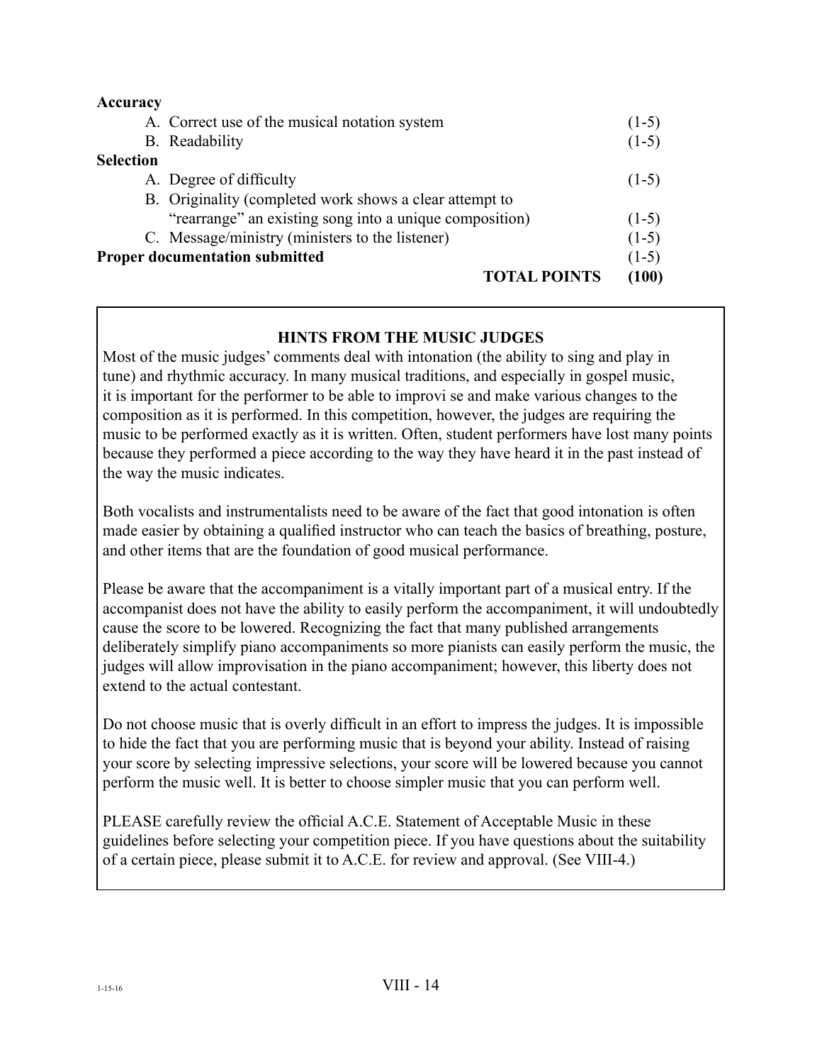**Accuracy**

- A. Correct use of the musical notation system (1-5)
- B. Readability (1-5)

**Selection**

- A. Degree of difficulty (1-5)
- B. Originality (completed work shows a clear attempt to "rearrange" an existing song into a unique composition) (1-5)
- C. Message/ministry (ministers to the listener) (1-5)

**Proper documentation submitted** (1-5)

**TOTAL POINTS (100)**

**HINTS FROM THE MUSIC JUDGES**

Most of the music judges' comments deal with intonation (the ability to sing and play in tune) and rhythmic accuracy. In many musical traditions, and especially in gospel music, it is important for the performer to be able to improvi se and make various changes to the composition as it is performed. In this competition, however, the judges are requiring the music to be performed exactly as it is written. Often, student performers have lost many points because they performed a piece according to the way they have heard it in the past instead of the way the music indicates.

Both vocalists and instrumentalists need to be aware of the fact that good intonation is often made easier by obtaining a qualified instructor who can teach the basics of breathing, posture, and other items that are the foundation of good musical performance.

Please be aware that the accompaniment is a vitally important part of a musical entry. If the accompanist does not have the ability to easily perform the accompaniment, it will undoubtedly cause the score to be lowered. Recognizing the fact that many published arrangements deliberately simplify piano accompaniments so more pianists can easily perform the music, the judges will allow improvisation in the piano accompaniment; however, this liberty does not extend to the actual contestant.

Do not choose music that is overly difficult in an effort to impress the judges. It is impossible to hide the fact that you are performing music that is beyond your ability. Instead of raising your score by selecting impressive selections, your score will be lowered because you cannot perform the music well. It is better to choose simpler music that you can perform well.

PLEASE carefully review the official A.C.E. Statement of Acceptable Music in these guidelines before selecting your competition piece. If you have questions about the suitability of a certain piece, please submit it to A.C.E. for review and approval. (See VIII-4.)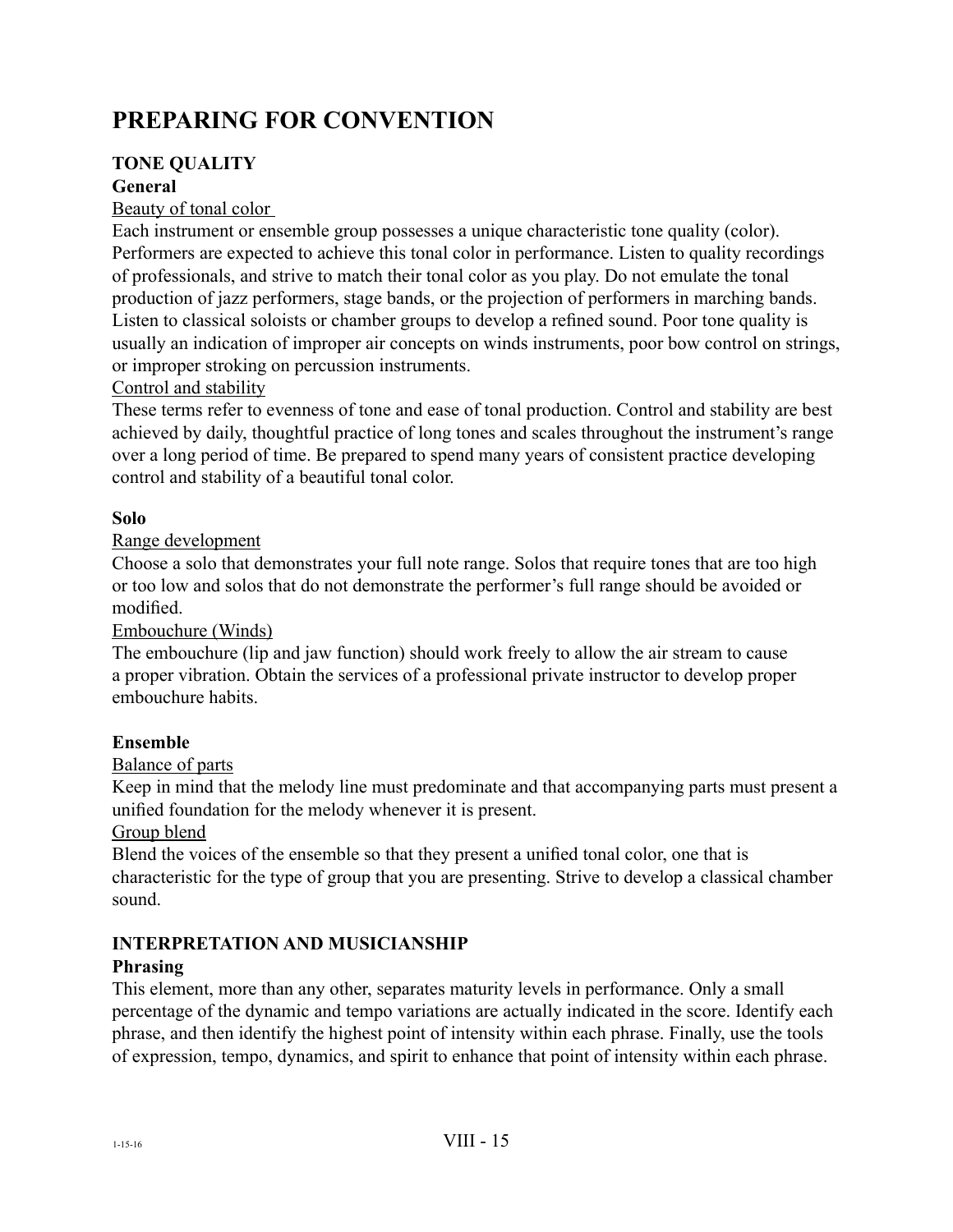# PREPARING FOR CONVENTION

## TONE QUALITY

### General

Beauty of tonal color

Each instrument or ensemble group possesses a unique characteristic tone quality (color). Performers are expected to achieve this tonal color in performance. Listen to quality recordings of professionals, and strive to match their tonal color as you play. Do not emulate the tonal production of jazz performers, stage bands, or the projection of performers in marching bands. Listen to classical soloists or chamber groups to develop a refined sound. Poor tone quality is usually an indication of improper air concepts on winds instruments, poor bow control on strings, or improper stroking on percussion instruments.

Control and stability

These terms refer to evenness of tone and ease of tonal production. Control and stability are best achieved by daily, thoughtful practice of long tones and scales throughout the instrument's range over a long period of time. Be prepared to spend many years of consistent practice developing control and stability of a beautiful tonal color.

### Solo

Range development

Choose a solo that demonstrates your full note range. Solos that require tones that are too high or too low and solos that do not demonstrate the performer's full range should be avoided or modified.

Embouchure (Winds)

The embouchure (lip and jaw function) should work freely to allow the air stream to cause a proper vibration. Obtain the services of a professional private instructor to develop proper embouchure habits.

### Ensemble

Balance of parts

Keep in mind that the melody line must predominate and that accompanying parts must present a unified foundation for the melody whenever it is present.

Group blend

Blend the voices of the ensemble so that they present a unified tonal color, one that is characteristic for the type of group that you are presenting. Strive to develop a classical chamber sound.

## INTERPRETATION AND MUSICIANSHIP

### Phrasing

This element, more than any other, separates maturity levels in performance. Only a small percentage of the dynamic and tempo variations are actually indicated in the score. Identify each phrase, and then identify the highest point of intensity within each phrase. Finally, use the tools of expression, tempo, dynamics, and spirit to enhance that point of intensity within each phrase.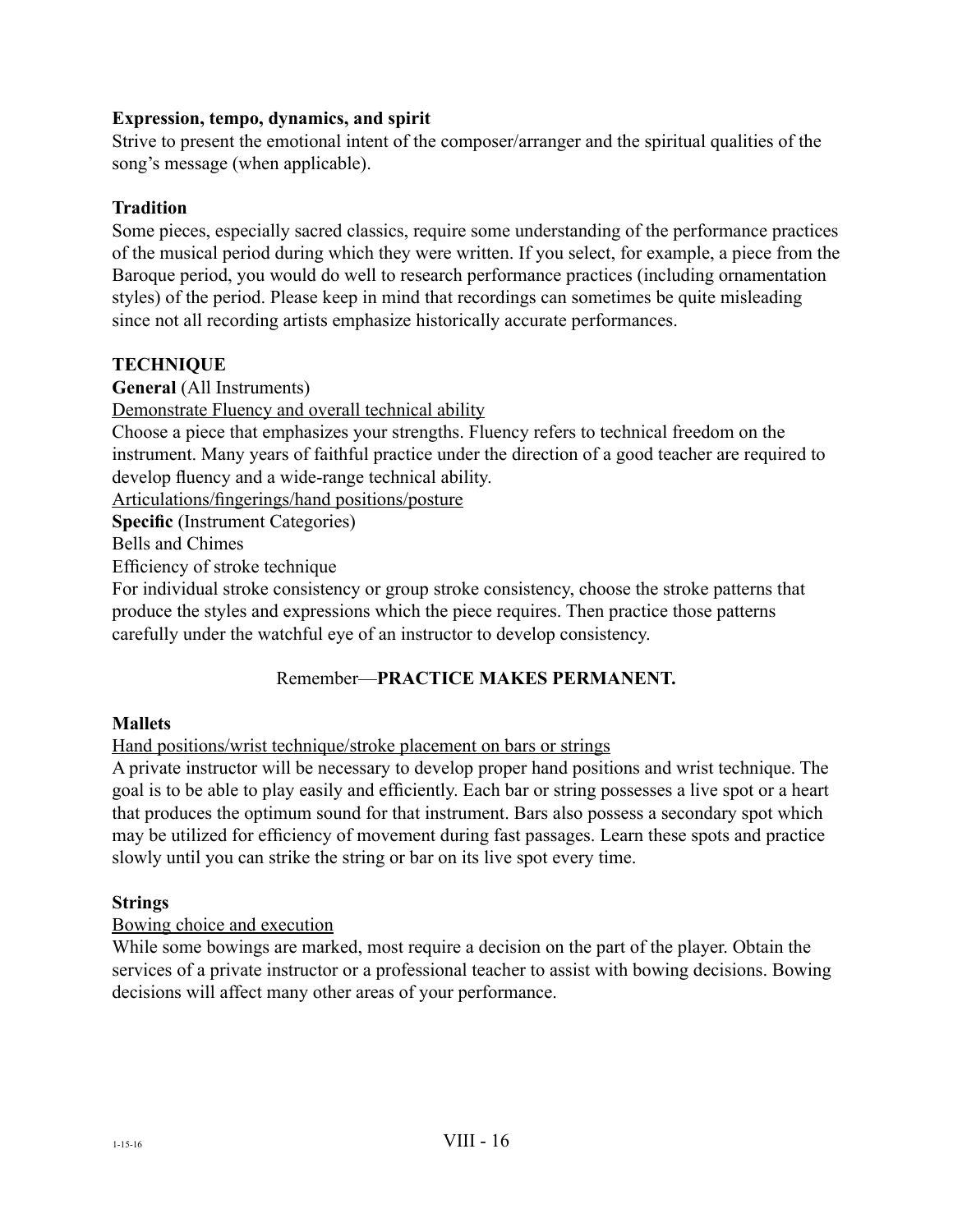**Expression, tempo, dynamics, and spirit**

Strive to present the emotional intent of the composer/arranger and the spiritual qualities of the song's message (when applicable).

**Tradition**

Some pieces, especially sacred classics, require some understanding of the performance practices of the musical period during which they were written. If you select, for example, a piece from the Baroque period, you would do well to research performance practices (including ornamentation styles) of the period. Please keep in mind that recordings can sometimes be quite misleading since not all recording artists emphasize historically accurate performances.

**TECHNIQUE**

**General** (All Instruments)

<u>Demonstrate Fluency and overall technical ability</u>

Choose a piece that emphasizes your strengths. Fluency refers to technical freedom on the instrument. Many years of faithful practice under the direction of a good teacher are required to develop fluency and a wide-range technical ability.

<u>Articulations/fingerings/hand positions/posture</u>

**Specific** (Instrument Categories)

Bells and Chimes

Efficiency of stroke technique

For individual stroke consistency or group stroke consistency, choose the stroke patterns that produce the styles and expressions which the piece requires. Then practice those patterns carefully under the watchful eye of an instructor to develop consistency.

Remember—**PRACTICE MAKES PERMANENT.**

**Mallets**

<u>Hand positions/wrist technique/stroke placement on bars or strings</u>

A private instructor will be necessary to develop proper hand positions and wrist technique. The goal is to be able to play easily and efficiently. Each bar or string possesses a live spot or a heart that produces the optimum sound for that instrument. Bars also possess a secondary spot which may be utilized for efficiency of movement during fast passages. Learn these spots and practice slowly until you can strike the string or bar on its live spot every time.

**Strings**

<u>Bowing choice and execution</u>

While some bowings are marked, most require a decision on the part of the player. Obtain the services of a private instructor or a professional teacher to assist with bowing decisions. Bowing decisions will affect many other areas of your performance.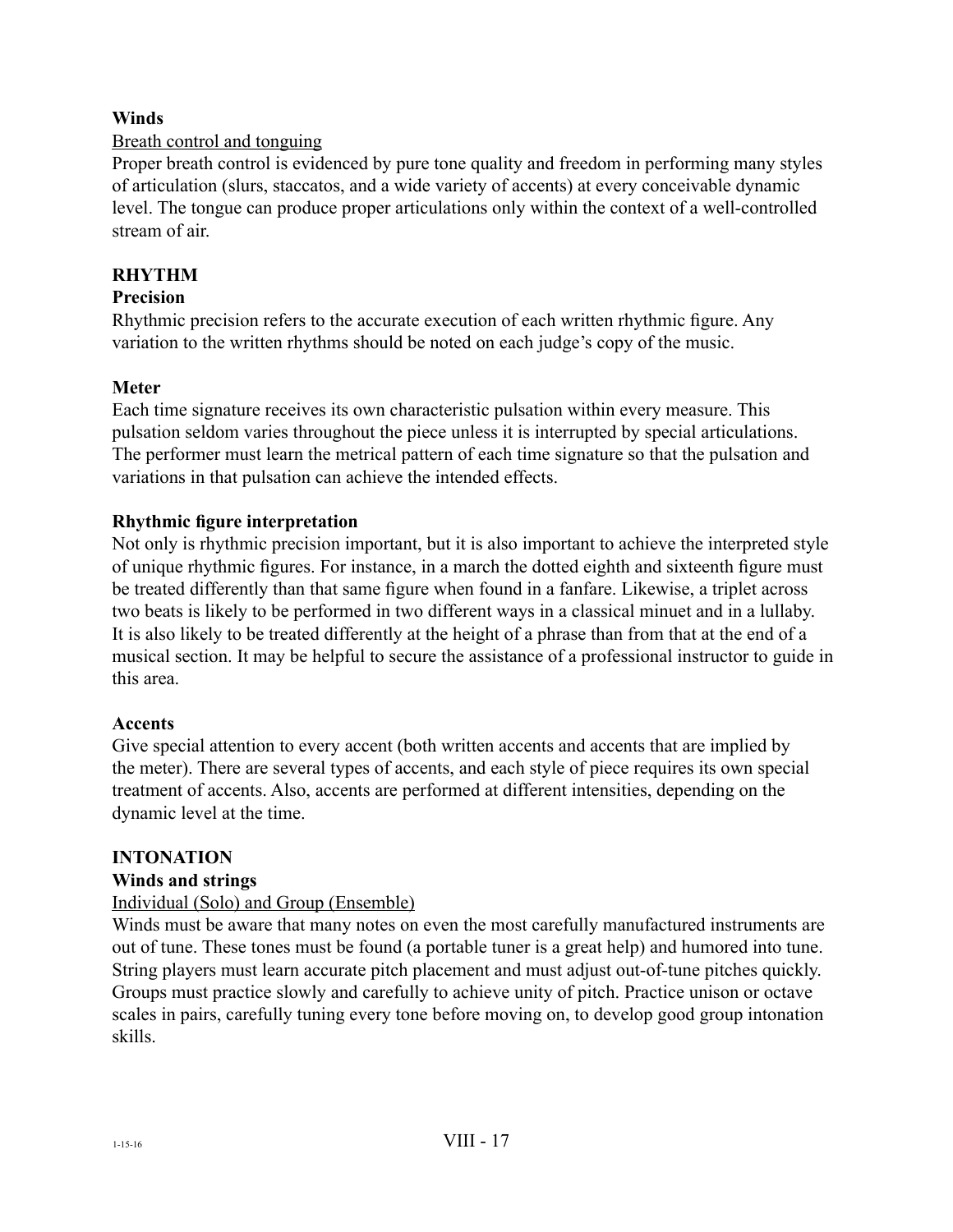**Winds**

Breath control and tonguing

Proper breath control is evidenced by pure tone quality and freedom in performing many styles of articulation (slurs, staccatos, and a wide variety of accents) at every conceivable dynamic level. The tongue can produce proper articulations only within the context of a well-controlled stream of air.

## RHYTHM

### Precision

Rhythmic precision refers to the accurate execution of each written rhythmic figure. Any variation to the written rhythms should be noted on each judge's copy of the music.

### Meter

Each time signature receives its own characteristic pulsation within every measure. This pulsation seldom varies throughout the piece unless it is interrupted by special articulations. The performer must learn the metrical pattern of each time signature so that the pulsation and variations in that pulsation can achieve the intended effects.

### Rhythmic figure interpretation

Not only is rhythmic precision important, but it is also important to achieve the interpreted style of unique rhythmic figures. For instance, in a march the dotted eighth and sixteenth figure must be treated differently than that same figure when found in a fanfare. Likewise, a triplet across two beats is likely to be performed in two different ways in a classical minuet and in a lullaby. It is also likely to be treated differently at the height of a phrase than from that at the end of a musical section. It may be helpful to secure the assistance of a professional instructor to guide in this area.

### Accents

Give special attention to every accent (both written accents and accents that are implied by the meter). There are several types of accents, and each style of piece requires its own special treatment of accents. Also, accents are performed at different intensities, depending on the dynamic level at the time.

## INTONATION

### Winds and strings

Individual (Solo) and Group (Ensemble)

Winds must be aware that many notes on even the most carefully manufactured instruments are out of tune. These tones must be found (a portable tuner is a great help) and humored into tune. String players must learn accurate pitch placement and must adjust out-of-tune pitches quickly. Groups must practice slowly and carefully to achieve unity of pitch. Practice unison or octave scales in pairs, carefully tuning every tone before moving on, to develop good group intonation skills.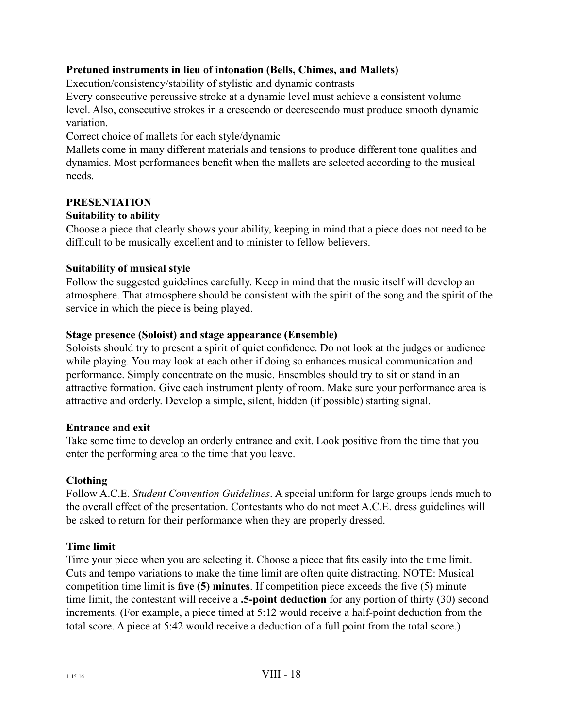**Pretuned instruments in lieu of intonation (Bells, Chimes, and Mallets)**

Execution/consistency/stability of stylistic and dynamic contrasts

Every consecutive percussive stroke at a dynamic level must achieve a consistent volume level. Also, consecutive strokes in a crescendo or decrescendo must produce smooth dynamic variation.

Correct choice of mallets for each style/dynamic

Mallets come in many different materials and tensions to produce different tone qualities and dynamics. Most performances benefit when the mallets are selected according to the musical needs.

## PRESENTATION

### Suitability to ability

Choose a piece that clearly shows your ability, keeping in mind that a piece does not need to be difficult to be musically excellent and to minister to fellow believers.

### Suitability of musical style

Follow the suggested guidelines carefully. Keep in mind that the music itself will develop an atmosphere. That atmosphere should be consistent with the spirit of the song and the spirit of the service in which the piece is being played.

### Stage presence (Soloist) and stage appearance (Ensemble)

Soloists should try to present a spirit of quiet confidence. Do not look at the judges or audience while playing. You may look at each other if doing so enhances musical communication and performance. Simply concentrate on the music. Ensembles should try to sit or stand in an attractive formation. Give each instrument plenty of room. Make sure your performance area is attractive and orderly. Develop a simple, silent, hidden (if possible) starting signal.

### Entrance and exit

Take some time to develop an orderly entrance and exit. Look positive from the time that you enter the performing area to the time that you leave.

### Clothing

Follow A.C.E. *Student Convention Guidelines*. A special uniform for large groups lends much to the overall effect of the presentation. Contestants who do not meet A.C.E. dress guidelines will be asked to return for their performance when they are properly dressed.

### Time limit

Time your piece when you are selecting it. Choose a piece that fits easily into the time limit. Cuts and tempo variations to make the time limit are often quite distracting. NOTE: Musical competition time limit is **five** (**5) minutes**. If competition piece exceeds the five (5) minute time limit, the contestant will receive a **.5-point deduction** for any portion of thirty (30) second increments. (For example, a piece timed at 5:12 would receive a half-point deduction from the total score. A piece at 5:42 would receive a deduction of a full point from the total score.)